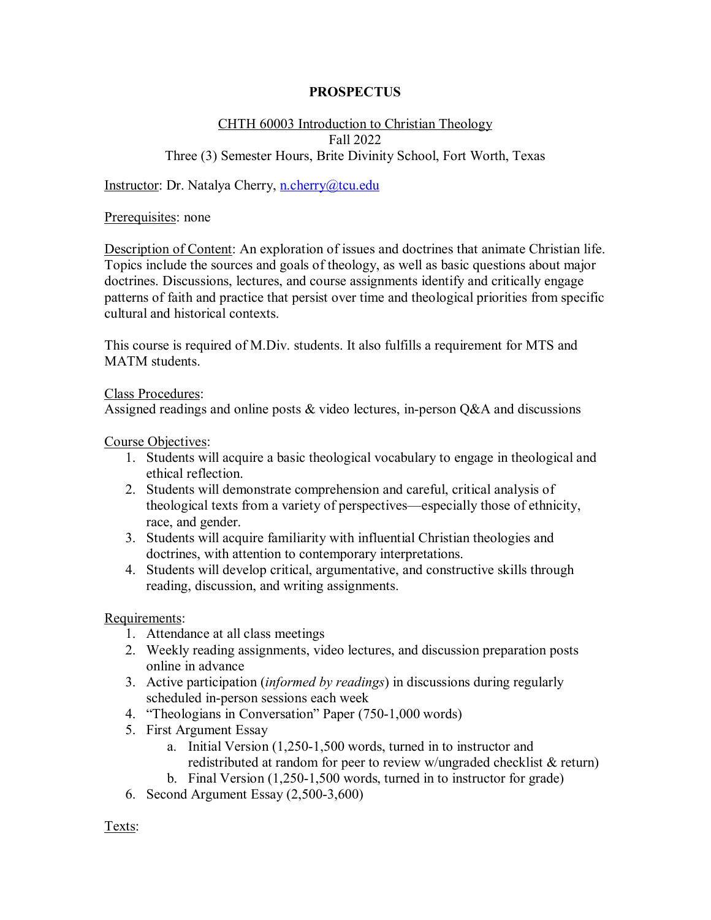# PROSPECTUS

CHTH 60003 Introduction to Christian Theology
Fall 2022
Three (3) Semester Hours, Brite Divinity School, Fort Worth, Texas

Instructor: Dr. Natalya Cherry, n.cherry@tcu.edu

Prerequisites: none

Description of Content: An exploration of issues and doctrines that animate Christian life. Topics include the sources and goals of theology, as well as basic questions about major doctrines. Discussions, lectures, and course assignments identify and critically engage patterns of faith and practice that persist over time and theological priorities from specific cultural and historical contexts.

This course is required of M.Div. students. It also fulfills a requirement for MTS and MATM students.

Class Procedures:
Assigned readings and online posts & video lectures, in-person Q&A and discussions

Course Objectives:

1. Students will acquire a basic theological vocabulary to engage in theological and ethical reflection.
2. Students will demonstrate comprehension and careful, critical analysis of theological texts from a variety of perspectives—especially those of ethnicity, race, and gender.
3. Students will acquire familiarity with influential Christian theologies and doctrines, with attention to contemporary interpretations.
4. Students will develop critical, argumentative, and constructive skills through reading, discussion, and writing assignments.

Requirements:

1. Attendance at all class meetings
2. Weekly reading assignments, video lectures, and discussion preparation posts online in advance
3. Active participation (*informed by readings*) in discussions during regularly scheduled in-person sessions each week
4. "Theologians in Conversation" Paper (750-1,000 words)
5. First Argument Essay
   a. Initial Version (1,250-1,500 words, turned in to instructor and redistributed at random for peer to review w/ungraded checklist & return)
   b. Final Version (1,250-1,500 words, turned in to instructor for grade)
6. Second Argument Essay (2,500-3,600)

Texts: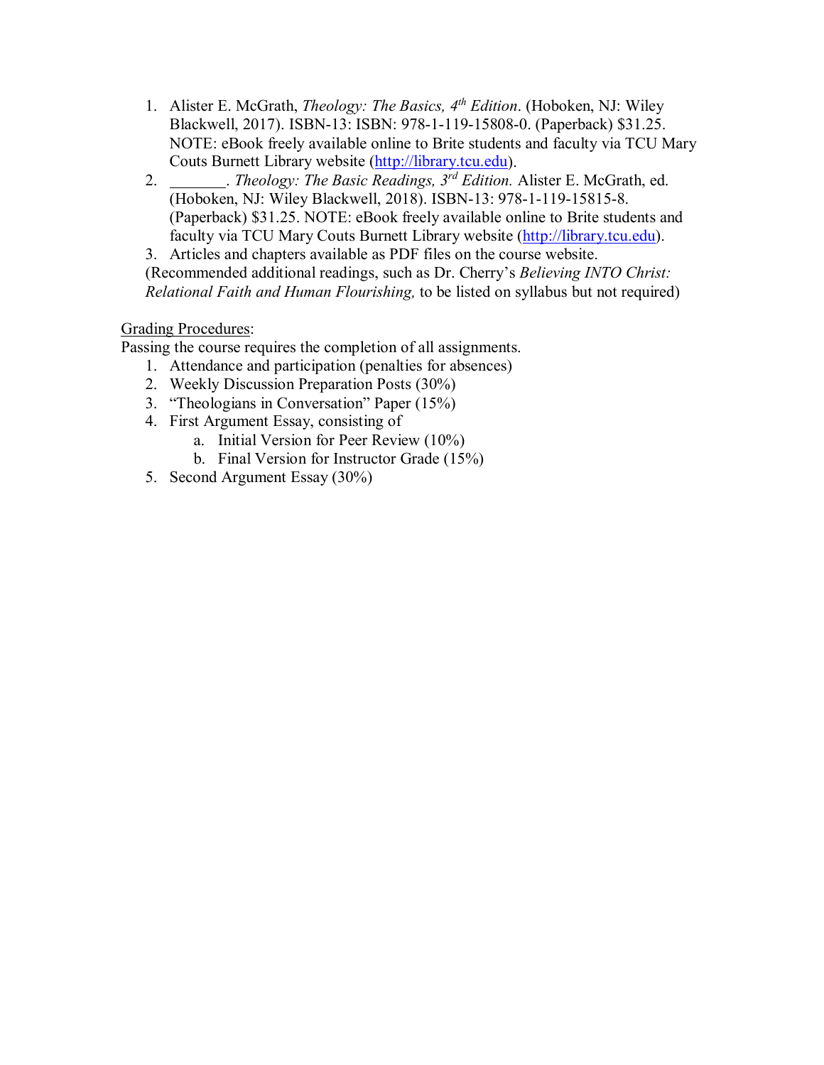1. Alister E. McGrath, *Theology: The Basics, 4th Edition*. (Hoboken, NJ: Wiley Blackwell, 2017). ISBN-13: ISBN: 978-1-119-15808-0. (Paperback) $31.25. NOTE: eBook freely available online to Brite students and faculty via TCU Mary Couts Burnett Library website (http://library.tcu.edu).
2. _______. *Theology: The Basic Readings, 3rd Edition.* Alister E. McGrath, ed. (Hoboken, NJ: Wiley Blackwell, 2018). ISBN-13: 978-1-119-15815-8. (Paperback) $31.25. NOTE: eBook freely available online to Brite students and faculty via TCU Mary Couts Burnett Library website (http://library.tcu.edu).
3. Articles and chapters available as PDF files on the course website.

(Recommended additional readings, such as Dr. Cherry's *Believing INTO Christ: Relational Faith and Human Flourishing,* to be listed on syllabus but not required)

<u>Grading Procedures</u>:

Passing the course requires the completion of all assignments.

1. Attendance and participation (penalties for absences)
2. Weekly Discussion Preparation Posts (30%)
3. "Theologians in Conversation" Paper (15%)
4. First Argument Essay, consisting of
   a. Initial Version for Peer Review (10%)
   b. Final Version for Instructor Grade (15%)
5. Second Argument Essay (30%)